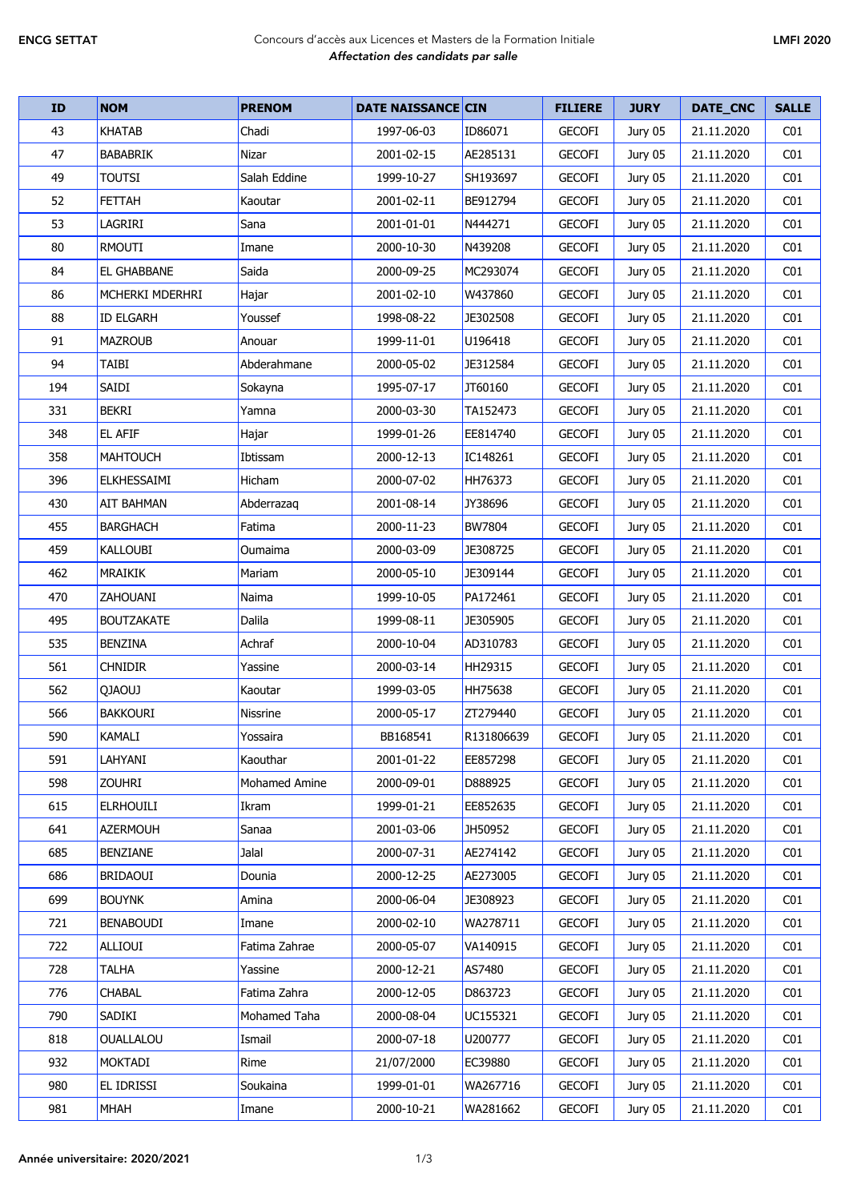ENCG SETTAT

Concours d'accès aux Licences et Masters de la Formation Initiale

*Affectation des candidats par salle*

LMFI 2020

| ID | NOM | PRENOM | DATE NAISSANCE | CIN | FILIERE | JURY | DATE_CNC | SALLE |
|---|---|---|---|---|---|---|---|---|
| 43 | KHATAB | Chadi | 1997-06-03 | ID86071 | GECOFI | Jury 05 | 21.11.2020 | C01 |
| 47 | BABABRIK | Nizar | 2001-02-15 | AE285131 | GECOFI | Jury 05 | 21.11.2020 | C01 |
| 49 | TOUTSI | Salah Eddine | 1999-10-27 | SH193697 | GECOFI | Jury 05 | 21.11.2020 | C01 |
| 52 | FETTAH | Kaoutar | 2001-02-11 | BE912794 | GECOFI | Jury 05 | 21.11.2020 | C01 |
| 53 | LAGRIRI | Sana | 2001-01-01 | N444271 | GECOFI | Jury 05 | 21.11.2020 | C01 |
| 80 | RMOUTI | Imane | 2000-10-30 | N439208 | GECOFI | Jury 05 | 21.11.2020 | C01 |
| 84 | EL GHABBANE | Saida | 2000-09-25 | MC293074 | GECOFI | Jury 05 | 21.11.2020 | C01 |
| 86 | MCHERKI MDERHRI | Hajar | 2001-02-10 | W437860 | GECOFI | Jury 05 | 21.11.2020 | C01 |
| 88 | ID ELGARH | Youssef | 1998-08-22 | JE302508 | GECOFI | Jury 05 | 21.11.2020 | C01 |
| 91 | MAZROUB | Anouar | 1999-11-01 | U196418 | GECOFI | Jury 05 | 21.11.2020 | C01 |
| 94 | TAIBI | Abderahmane | 2000-05-02 | JE312584 | GECOFI | Jury 05 | 21.11.2020 | C01 |
| 194 | SAIDI | Sokayna | 1995-07-17 | JT60160 | GECOFI | Jury 05 | 21.11.2020 | C01 |
| 331 | BEKRI | Yamna | 2000-03-30 | TA152473 | GECOFI | Jury 05 | 21.11.2020 | C01 |
| 348 | EL AFIF | Hajar | 1999-01-26 | EE814740 | GECOFI | Jury 05 | 21.11.2020 | C01 |
| 358 | MAHTOUCH | Ibtissam | 2000-12-13 | IC148261 | GECOFI | Jury 05 | 21.11.2020 | C01 |
| 396 | ELKHESSAIMI | Hicham | 2000-07-02 | HH76373 | GECOFI | Jury 05 | 21.11.2020 | C01 |
| 430 | AIT BAHMAN | Abderrazaq | 2001-08-14 | JY38696 | GECOFI | Jury 05 | 21.11.2020 | C01 |
| 455 | BARGHACH | Fatima | 2000-11-23 | BW7804 | GECOFI | Jury 05 | 21.11.2020 | C01 |
| 459 | KALLOUBI | Oumaima | 2000-03-09 | JE308725 | GECOFI | Jury 05 | 21.11.2020 | C01 |
| 462 | MRAIKIK | Mariam | 2000-05-10 | JE309144 | GECOFI | Jury 05 | 21.11.2020 | C01 |
| 470 | ZAHOUANI | Naima | 1999-10-05 | PA172461 | GECOFI | Jury 05 | 21.11.2020 | C01 |
| 495 | BOUTZAKATE | Dalila | 1999-08-11 | JE305905 | GECOFI | Jury 05 | 21.11.2020 | C01 |
| 535 | BENZINA | Achraf | 2000-10-04 | AD310783 | GECOFI | Jury 05 | 21.11.2020 | C01 |
| 561 | CHNIDIR | Yassine | 2000-03-14 | HH29315 | GECOFI | Jury 05 | 21.11.2020 | C01 |
| 562 | QJAOUJ | Kaoutar | 1999-03-05 | HH75638 | GECOFI | Jury 05 | 21.11.2020 | C01 |
| 566 | BAKKOURI | Nissrine | 2000-05-17 | ZT279440 | GECOFI | Jury 05 | 21.11.2020 | C01 |
| 590 | KAMALI | Yossaira | BB168541 | R131806639 | GECOFI | Jury 05 | 21.11.2020 | C01 |
| 591 | LAHYANI | Kaouthar | 2001-01-22 | EE857298 | GECOFI | Jury 05 | 21.11.2020 | C01 |
| 598 | ZOUHRI | Mohamed Amine | 2000-09-01 | D888925 | GECOFI | Jury 05 | 21.11.2020 | C01 |
| 615 | ELRHOUILI | Ikram | 1999-01-21 | EE852635 | GECOFI | Jury 05 | 21.11.2020 | C01 |
| 641 | AZERMOUH | Sanaa | 2001-03-06 | JH50952 | GECOFI | Jury 05 | 21.11.2020 | C01 |
| 685 | BENZIANE | Jalal | 2000-07-31 | AE274142 | GECOFI | Jury 05 | 21.11.2020 | C01 |
| 686 | BRIDAOUI | Dounia | 2000-12-25 | AE273005 | GECOFI | Jury 05 | 21.11.2020 | C01 |
| 699 | BOUYNK | Amina | 2000-06-04 | JE308923 | GECOFI | Jury 05 | 21.11.2020 | C01 |
| 721 | BENABOUDI | Imane | 2000-02-10 | WA278711 | GECOFI | Jury 05 | 21.11.2020 | C01 |
| 722 | ALLIOUI | Fatima Zahrae | 2000-05-07 | VA140915 | GECOFI | Jury 05 | 21.11.2020 | C01 |
| 728 | TALHA | Yassine | 2000-12-21 | AS7480 | GECOFI | Jury 05 | 21.11.2020 | C01 |
| 776 | CHABAL | Fatima Zahra | 2000-12-05 | D863723 | GECOFI | Jury 05 | 21.11.2020 | C01 |
| 790 | SADIKI | Mohamed Taha | 2000-08-04 | UC155321 | GECOFI | Jury 05 | 21.11.2020 | C01 |
| 818 | OUALLALOU | Ismail | 2000-07-18 | U200777 | GECOFI | Jury 05 | 21.11.2020 | C01 |
| 932 | MOKTADI | Rime | 21/07/2000 | EC39880 | GECOFI | Jury 05 | 21.11.2020 | C01 |
| 980 | EL IDRISSI | Soukaina | 1999-01-01 | WA267716 | GECOFI | Jury 05 | 21.11.2020 | C01 |
| 981 | MHAH | Imane | 2000-10-21 | WA281662 | GECOFI | Jury 05 | 21.11.2020 | C01 |

**Année universitaire: 2020/2021**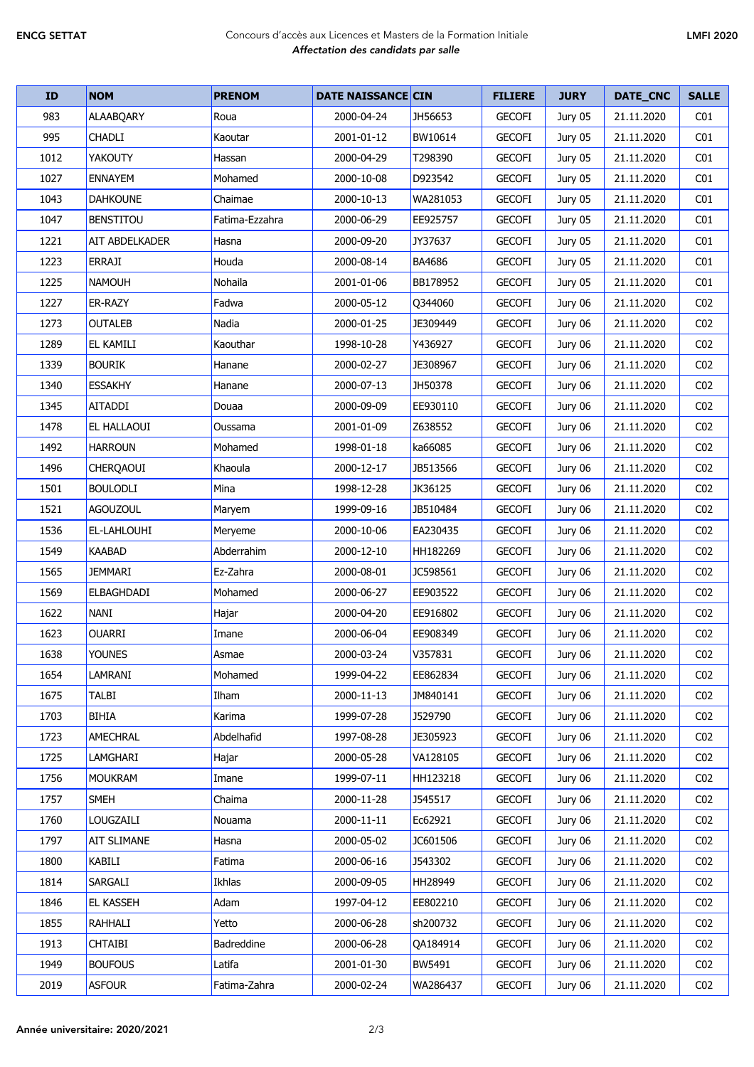| ID | NOM | PRENOM | DATE NAISSANCE | CIN | FILIERE | JURY | DATE_CNC | SALLE |
|---|---|---|---|---|---|---|---|---|
| 983 | ALAABQARY | Roua | 2000-04-24 | JH56653 | GECOFI | Jury 05 | 21.11.2020 | C01 |
| 995 | CHADLI | Kaoutar | 2001-01-12 | BW10614 | GECOFI | Jury 05 | 21.11.2020 | C01 |
| 1012 | YAKOUTY | Hassan | 2000-04-29 | T298390 | GECOFI | Jury 05 | 21.11.2020 | C01 |
| 1027 | ENNAYEM | Mohamed | 2000-10-08 | D923542 | GECOFI | Jury 05 | 21.11.2020 | C01 |
| 1043 | DAHKOUNE | Chaimae | 2000-10-13 | WA281053 | GECOFI | Jury 05 | 21.11.2020 | C01 |
| 1047 | BENSTITOU | Fatima-Ezzahra | 2000-06-29 | EE925757 | GECOFI | Jury 05 | 21.11.2020 | C01 |
| 1221 | AIT ABDELKADER | Hasna | 2000-09-20 | JY37637 | GECOFI | Jury 05 | 21.11.2020 | C01 |
| 1223 | ERRAJI | Houda | 2000-08-14 | BA4686 | GECOFI | Jury 05 | 21.11.2020 | C01 |
| 1225 | NAMOUH | Nohaila | 2001-01-06 | BB178952 | GECOFI | Jury 05 | 21.11.2020 | C01 |
| 1227 | ER-RAZY | Fadwa | 2000-05-12 | Q344060 | GECOFI | Jury 06 | 21.11.2020 | C02 |
| 1273 | OUTALEB | Nadia | 2000-01-25 | JE309449 | GECOFI | Jury 06 | 21.11.2020 | C02 |
| 1289 | EL KAMILI | Kaouthar | 1998-10-28 | Y436927 | GECOFI | Jury 06 | 21.11.2020 | C02 |
| 1339 | BOURIK | Hanane | 2000-02-27 | JE308967 | GECOFI | Jury 06 | 21.11.2020 | C02 |
| 1340 | ESSAKHY | Hanane | 2000-07-13 | JH50378 | GECOFI | Jury 06 | 21.11.2020 | C02 |
| 1345 | AITADDI | Douaa | 2000-09-09 | EE930110 | GECOFI | Jury 06 | 21.11.2020 | C02 |
| 1478 | EL HALLAOUI | Oussama | 2001-01-09 | Z638552 | GECOFI | Jury 06 | 21.11.2020 | C02 |
| 1492 | HARROUN | Mohamed | 1998-01-18 | ka66085 | GECOFI | Jury 06 | 21.11.2020 | C02 |
| 1496 | CHERQAOUI | Khaoula | 2000-12-17 | JB513566 | GECOFI | Jury 06 | 21.11.2020 | C02 |
| 1501 | BOULODLI | Mina | 1998-12-28 | JK36125 | GECOFI | Jury 06 | 21.11.2020 | C02 |
| 1521 | AGOUZOUL | Maryem | 1999-09-16 | JB510484 | GECOFI | Jury 06 | 21.11.2020 | C02 |
| 1536 | EL-LAHLOUHI | Meryeme | 2000-10-06 | EA230435 | GECOFI | Jury 06 | 21.11.2020 | C02 |
| 1549 | KAABAD | Abderrahim | 2000-12-10 | HH182269 | GECOFI | Jury 06 | 21.11.2020 | C02 |
| 1565 | JEMMARI | Ez-Zahra | 2000-08-01 | JC598561 | GECOFI | Jury 06 | 21.11.2020 | C02 |
| 1569 | ELBAGHDADI | Mohamed | 2000-06-27 | EE903522 | GECOFI | Jury 06 | 21.11.2020 | C02 |
| 1622 | NANI | Hajar | 2000-04-20 | EE916802 | GECOFI | Jury 06 | 21.11.2020 | C02 |
| 1623 | OUARRI | Imane | 2000-06-04 | EE908349 | GECOFI | Jury 06 | 21.11.2020 | C02 |
| 1638 | YOUNES | Asmae | 2000-03-24 | V357831 | GECOFI | Jury 06 | 21.11.2020 | C02 |
| 1654 | LAMRANI | Mohamed | 1999-04-22 | EE862834 | GECOFI | Jury 06 | 21.11.2020 | C02 |
| 1675 | TALBI | Ilham | 2000-11-13 | JM840141 | GECOFI | Jury 06 | 21.11.2020 | C02 |
| 1703 | BIHIA | Karima | 1999-07-28 | J529790 | GECOFI | Jury 06 | 21.11.2020 | C02 |
| 1723 | AMECHRAL | Abdelhafid | 1997-08-28 | JE305923 | GECOFI | Jury 06 | 21.11.2020 | C02 |
| 1725 | LAMGHARI | Hajar | 2000-05-28 | VA128105 | GECOFI | Jury 06 | 21.11.2020 | C02 |
| 1756 | MOUKRAM | Imane | 1999-07-11 | HH123218 | GECOFI | Jury 06 | 21.11.2020 | C02 |
| 1757 | SMEH | Chaima | 2000-11-28 | J545517 | GECOFI | Jury 06 | 21.11.2020 | C02 |
| 1760 | LOUGZAILI | Nouama | 2000-11-11 | Ec62921 | GECOFI | Jury 06 | 21.11.2020 | C02 |
| 1797 | AIT SLIMANE | Hasna | 2000-05-02 | JC601506 | GECOFI | Jury 06 | 21.11.2020 | C02 |
| 1800 | KABILI | Fatima | 2000-06-16 | J543302 | GECOFI | Jury 06 | 21.11.2020 | C02 |
| 1814 | SARGALI | Ikhlas | 2000-09-05 | HH28949 | GECOFI | Jury 06 | 21.11.2020 | C02 |
| 1846 | EL KASSEH | Adam | 1997-04-12 | EE802210 | GECOFI | Jury 06 | 21.11.2020 | C02 |
| 1855 | RAHHALI | Yetto | 2000-06-28 | sh200732 | GECOFI | Jury 06 | 21.11.2020 | C02 |
| 1913 | CHTAIBI | Badreddine | 2000-06-28 | QA184914 | GECOFI | Jury 06 | 21.11.2020 | C02 |
| 1949 | BOUFOUS | Latifa | 2001-01-30 | BW5491 | GECOFI | Jury 06 | 21.11.2020 | C02 |
| 2019 | ASFOUR | Fatima-Zahra | 2000-02-24 | WA286437 | GECOFI | Jury 06 | 21.11.2020 | C02 |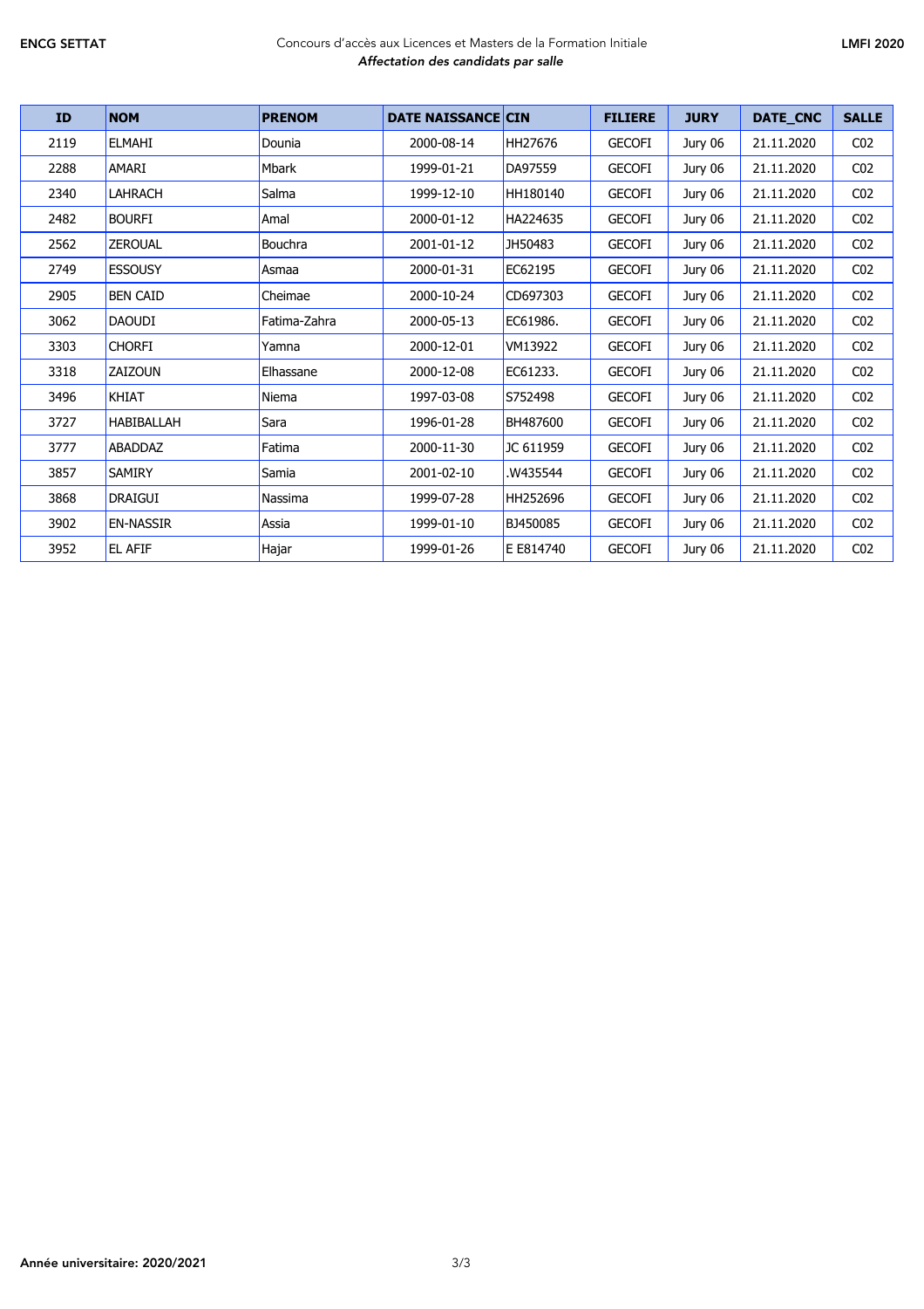| ID | NOM | PRENOM | DATE NAISSANCE | CIN | FILIERE | JURY | DATE_CNC | SALLE |
|---|---|---|---|---|---|---|---|---|
| 2119 | ELMAHI | Dounia | 2000-08-14 | HH27676 | GECOFI | Jury 06 | 21.11.2020 | C02 |
| 2288 | AMARI | Mbark | 1999-01-21 | DA97559 | GECOFI | Jury 06 | 21.11.2020 | C02 |
| 2340 | LAHRACH | Salma | 1999-12-10 | HH180140 | GECOFI | Jury 06 | 21.11.2020 | C02 |
| 2482 | BOURFI | Amal | 2000-01-12 | HA224635 | GECOFI | Jury 06 | 21.11.2020 | C02 |
| 2562 | ZEROUAL | Bouchra | 2001-01-12 | JH50483 | GECOFI | Jury 06 | 21.11.2020 | C02 |
| 2749 | ESSOUSY | Asmaa | 2000-01-31 | EC62195 | GECOFI | Jury 06 | 21.11.2020 | C02 |
| 2905 | BEN CAID | Cheimae | 2000-10-24 | CD697303 | GECOFI | Jury 06 | 21.11.2020 | C02 |
| 3062 | DAOUDI | Fatima-Zahra | 2000-05-13 | EC61986. | GECOFI | Jury 06 | 21.11.2020 | C02 |
| 3303 | CHORFI | Yamna | 2000-12-01 | VM13922 | GECOFI | Jury 06 | 21.11.2020 | C02 |
| 3318 | ZAIZOUN | Elhassane | 2000-12-08 | EC61233. | GECOFI | Jury 06 | 21.11.2020 | C02 |
| 3496 | KHIAT | Niema | 1997-03-08 | S752498 | GECOFI | Jury 06 | 21.11.2020 | C02 |
| 3727 | HABIBALLAH | Sara | 1996-01-28 | BH487600 | GECOFI | Jury 06 | 21.11.2020 | C02 |
| 3777 | ABADDAZ | Fatima | 2000-11-30 | JC 611959 | GECOFI | Jury 06 | 21.11.2020 | C02 |
| 3857 | SAMIRY | Samia | 2001-02-10 | .W435544 | GECOFI | Jury 06 | 21.11.2020 | C02 |
| 3868 | DRAIGUI | Nassima | 1999-07-28 | HH252696 | GECOFI | Jury 06 | 21.11.2020 | C02 |
| 3902 | EN-NASSIR | Assia | 1999-01-10 | BJ450085 | GECOFI | Jury 06 | 21.11.2020 | C02 |
| 3952 | EL AFIF | Hajar | 1999-01-26 | E E814740 | GECOFI | Jury 06 | 21.11.2020 | C02 |